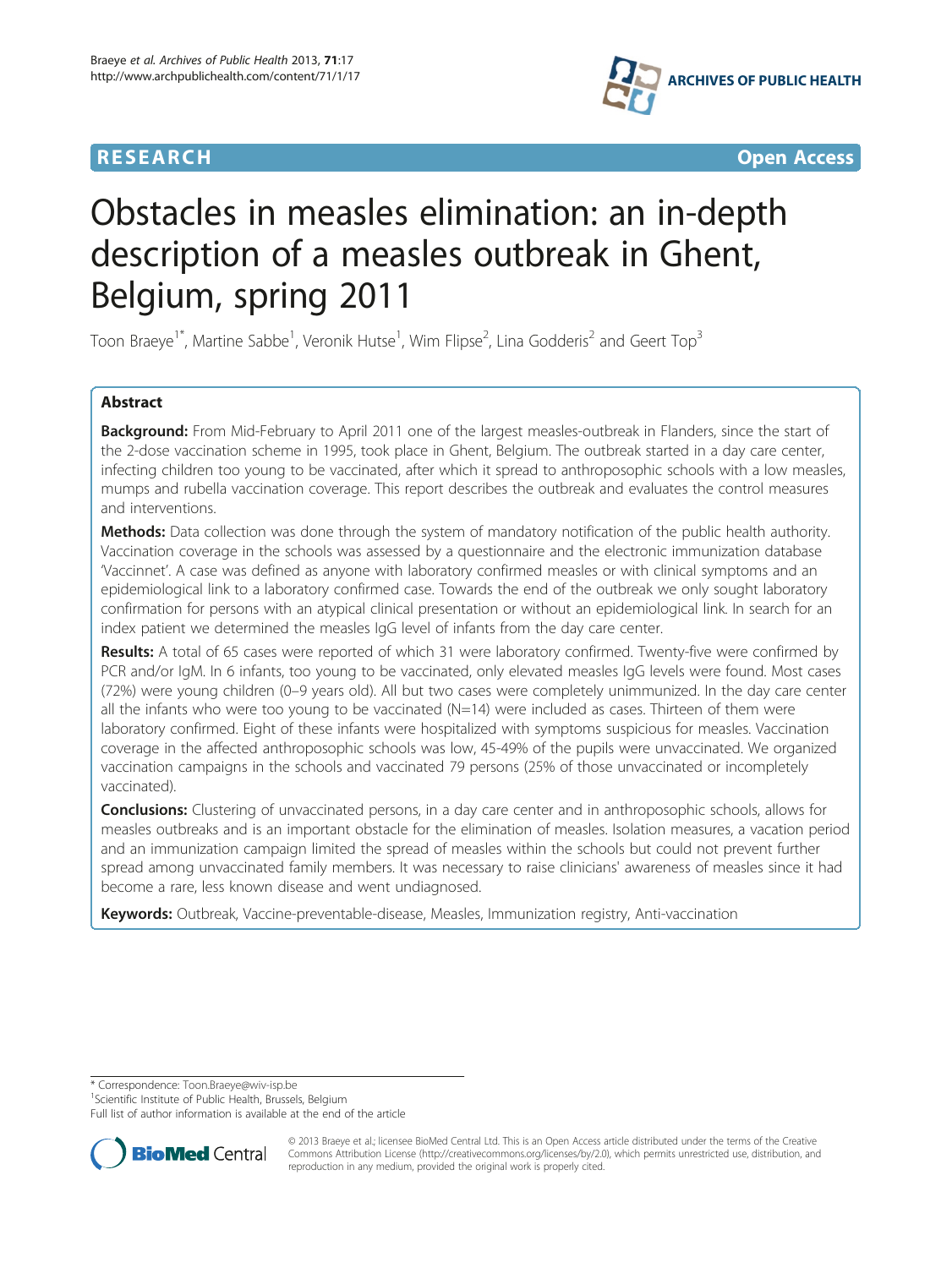**RESEARCH** **Open Access**

# Obstacles in measles elimination: an in-depth description of a measles outbreak in Ghent, Belgium, spring 2011

Toon Braeye[1*], Martine Sabbe[1], Veronik Hutse[1], Wim Flipse[2], Lina Godderis[2] and Geert Top[3]

## Abstract

**Background:** From Mid-February to April 2011 one of the largest measles-outbreak in Flanders, since the start of the 2-dose vaccination scheme in 1995, took place in Ghent, Belgium. The outbreak started in a day care center, infecting children too young to be vaccinated, after which it spread to anthroposophic schools with a low measles, mumps and rubella vaccination coverage. This report describes the outbreak and evaluates the control measures and interventions.

**Methods:** Data collection was done through the system of mandatory notification of the public health authority. Vaccination coverage in the schools was assessed by a questionnaire and the electronic immunization database 'Vaccinnet'. A case was defined as anyone with laboratory confirmed measles or with clinical symptoms and an epidemiological link to a laboratory confirmed case. Towards the end of the outbreak we only sought laboratory confirmation for persons with an atypical clinical presentation or without an epidemiological link. In search for an index patient we determined the measles IgG level of infants from the day care center.

**Results:** A total of 65 cases were reported of which 31 were laboratory confirmed. Twenty-five were confirmed by PCR and/or IgM. In 6 infants, too young to be vaccinated, only elevated measles IgG levels were found. Most cases (72%) were young children (0–9 years old). All but two cases were completely unimmunized. In the day care center all the infants who were too young to be vaccinated (N=14) were included as cases. Thirteen of them were laboratory confirmed. Eight of these infants were hospitalized with symptoms suspicious for measles. Vaccination coverage in the affected anthroposophic schools was low, 45-49% of the pupils were unvaccinated. We organized vaccination campaigns in the schools and vaccinated 79 persons (25% of those unvaccinated or incompletely vaccinated).

**Conclusions:** Clustering of unvaccinated persons, in a day care center and in anthroposophic schools, allows for measles outbreaks and is an important obstacle for the elimination of measles. Isolation measures, a vacation period and an immunization campaign limited the spread of measles within the schools but could not prevent further spread among unvaccinated family members. It was necessary to raise clinicians' awareness of measles since it had become a rare, less known disease and went undiagnosed.

**Keywords:** Outbreak, Vaccine-preventable-disease, Measles, Immunization registry, Anti-vaccination

---

* Correspondence: Toon.Braeye@wiv-isp.be
[1]Scientific Institute of Public Health, Brussels, Belgium
Full list of author information is available at the end of the article

© 2013 Braeye et al.; licensee BioMed Central Ltd. This is an Open Access article distributed under the terms of the Creative Commons Attribution License (http://creativecommons.org/licenses/by/2.0), which permits unrestricted use, distribution, and reproduction in any medium, provided the original work is properly cited.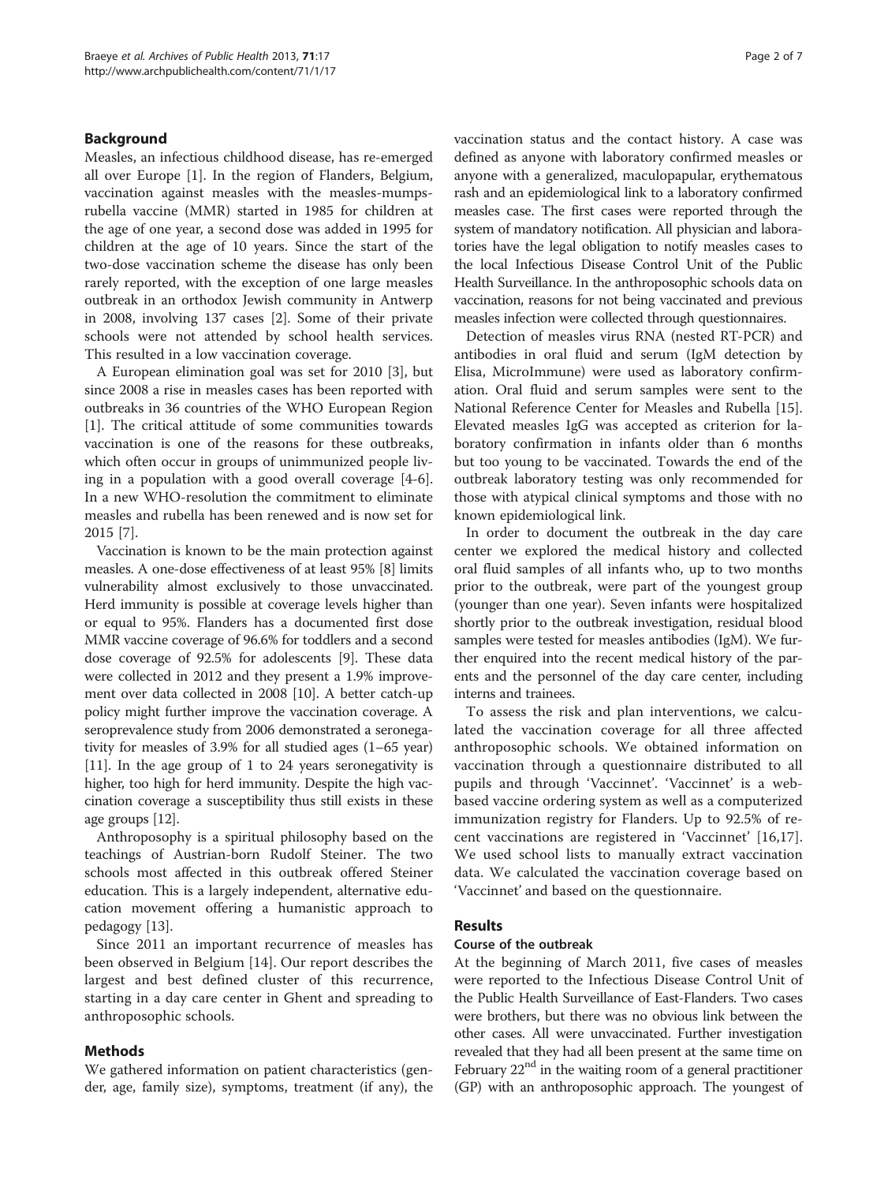## Background

Measles, an infectious childhood disease, has re-emerged all over Europe [1]. In the region of Flanders, Belgium, vaccination against measles with the measles-mumps-rubella vaccine (MMR) started in 1985 for children at the age of one year, a second dose was added in 1995 for children at the age of 10 years. Since the start of the two-dose vaccination scheme the disease has only been rarely reported, with the exception of one large measles outbreak in an orthodox Jewish community in Antwerp in 2008, involving 137 cases [2]. Some of their private schools were not attended by school health services. This resulted in a low vaccination coverage.

A European elimination goal was set for 2010 [3], but since 2008 a rise in measles cases has been reported with outbreaks in 36 countries of the WHO European Region [1]. The critical attitude of some communities towards vaccination is one of the reasons for these outbreaks, which often occur in groups of unimmunized people living in a population with a good overall coverage [4-6]. In a new WHO-resolution the commitment to eliminate measles and rubella has been renewed and is now set for 2015 [7].

Vaccination is known to be the main protection against measles. A one-dose effectiveness of at least 95% [8] limits vulnerability almost exclusively to those unvaccinated. Herd immunity is possible at coverage levels higher than or equal to 95%. Flanders has a documented first dose MMR vaccine coverage of 96.6% for toddlers and a second dose coverage of 92.5% for adolescents [9]. These data were collected in 2012 and they present a 1.9% improvement over data collected in 2008 [10]. A better catch-up policy might further improve the vaccination coverage. A seroprevalence study from 2006 demonstrated a seronegativity for measles of 3.9% for all studied ages (1–65 year) [11]. In the age group of 1 to 24 years seronegativity is higher, too high for herd immunity. Despite the high vaccination coverage a susceptibility thus still exists in these age groups [12].

Anthroposophy is a spiritual philosophy based on the teachings of Austrian-born Rudolf Steiner. The two schools most affected in this outbreak offered Steiner education. This is a largely independent, alternative education movement offering a humanistic approach to pedagogy [13].

Since 2011 an important recurrence of measles has been observed in Belgium [14]. Our report describes the largest and best defined cluster of this recurrence, starting in a day care center in Ghent and spreading to anthroposophic schools.

## Methods

We gathered information on patient characteristics (gender, age, family size), symptoms, treatment (if any), the vaccination status and the contact history. A case was defined as anyone with laboratory confirmed measles or anyone with a generalized, maculopapular, erythematous rash and an epidemiological link to a laboratory confirmed measles case. The first cases were reported through the system of mandatory notification. All physician and laboratories have the legal obligation to notify measles cases to the local Infectious Disease Control Unit of the Public Health Surveillance. In the anthroposophic schools data on vaccination, reasons for not being vaccinated and previous measles infection were collected through questionnaires.

Detection of measles virus RNA (nested RT-PCR) and antibodies in oral fluid and serum (IgM detection by Elisa, MicroImmune) were used as laboratory confirmation. Oral fluid and serum samples were sent to the National Reference Center for Measles and Rubella [15]. Elevated measles IgG was accepted as criterion for laboratory confirmation in infants older than 6 months but too young to be vaccinated. Towards the end of the outbreak laboratory testing was only recommended for those with atypical clinical symptoms and those with no known epidemiological link.

In order to document the outbreak in the day care center we explored the medical history and collected oral fluid samples of all infants who, up to two months prior to the outbreak, were part of the youngest group (younger than one year). Seven infants were hospitalized shortly prior to the outbreak investigation, residual blood samples were tested for measles antibodies (IgM). We further enquired into the recent medical history of the parents and the personnel of the day care center, including interns and trainees.

To assess the risk and plan interventions, we calculated the vaccination coverage for all three affected anthroposophic schools. We obtained information on vaccination through a questionnaire distributed to all pupils and through 'Vaccinnet'. 'Vaccinnet' is a web-based vaccine ordering system as well as a computerized immunization registry for Flanders. Up to 92.5% of recent vaccinations are registered in 'Vaccinnet' [16,17]. We used school lists to manually extract vaccination data. We calculated the vaccination coverage based on 'Vaccinnet' and based on the questionnaire.

## Results

### Course of the outbreak

At the beginning of March 2011, five cases of measles were reported to the Infectious Disease Control Unit of the Public Health Surveillance of East-Flanders. Two cases were brothers, but there was no obvious link between the other cases. All were unvaccinated. Further investigation revealed that they had all been present at the same time on February 22$^{nd}$ in the waiting room of a general practitioner (GP) with an anthroposophic approach. The youngest of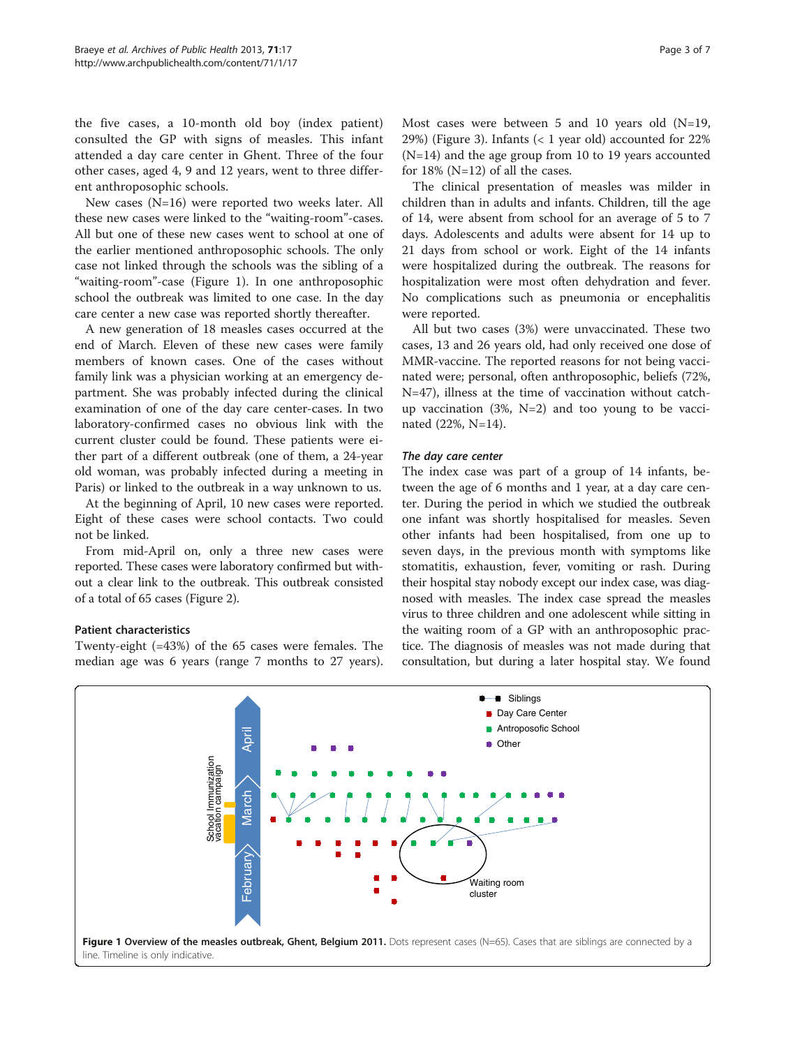the five cases, a 10-month old boy (index patient) consulted the GP with signs of measles. This infant attended a day care center in Ghent. Three of the four other cases, aged 4, 9 and 12 years, went to three different anthroposophic schools.

New cases (N=16) were reported two weeks later. All these new cases were linked to the "waiting-room"-cases. All but one of these new cases went to school at one of the earlier mentioned anthroposophic schools. The only case not linked through the schools was the sibling of a "waiting-room"-case (Figure 1). In one anthroposophic school the outbreak was limited to one case. In the day care center a new case was reported shortly thereafter.

A new generation of 18 measles cases occurred at the end of March. Eleven of these new cases were family members of known cases. One of the cases without family link was a physician working at an emergency department. She was probably infected during the clinical examination of one of the day care center-cases. In two laboratory-confirmed cases no obvious link with the current cluster could be found. These patients were either part of a different outbreak (one of them, a 24-year old woman, was probably infected during a meeting in Paris) or linked to the outbreak in a way unknown to us.

At the beginning of April, 10 new cases were reported. Eight of these cases were school contacts. Two could not be linked.

From mid-April on, only a three new cases were reported. These cases were laboratory confirmed but without a clear link to the outbreak. This outbreak consisted of a total of 65 cases (Figure 2).

## Patient characteristics

Twenty-eight (=43%) of the 65 cases were females. The median age was 6 years (range 7 months to 27 years). Most cases were between 5 and 10 years old (N=19, 29%) (Figure 3). Infants (< 1 year old) accounted for 22% (N=14) and the age group from 10 to 19 years accounted for 18% (N=12) of all the cases.

The clinical presentation of measles was milder in children than in adults and infants. Children, till the age of 14, were absent from school for an average of 5 to 7 days. Adolescents and adults were absent for 14 up to 21 days from school or work. Eight of the 14 infants were hospitalized during the outbreak. The reasons for hospitalization were most often dehydration and fever. No complications such as pneumonia or encephalitis were reported.

All but two cases (3%) were unvaccinated. These two cases, 13 and 26 years old, had only received one dose of MMR-vaccine. The reported reasons for not being vaccinated were; personal, often anthroposophic, beliefs (72%, N=47), illness at the time of vaccination without catch-up vaccination (3%, N=2) and too young to be vaccinated (22%, N=14).

### *The day care center*

The index case was part of a group of 14 infants, between the age of 6 months and 1 year, at a day care center. During the period in which we studied the outbreak one infant was shortly hospitalised for measles. Seven other infants had been hospitalised, from one up to seven days, in the previous month with symptoms like stomatitis, exhaustion, fever, vomiting or rash. During their hospital stay nobody except our index case, was diagnosed with measles. The index case spread the measles virus to three children and one adolescent while sitting in the waiting room of a GP with an anthroposophic practice. The diagnosis of measles was not made during that consultation, but during a later hospital stay. We found

**Figure 1 Overview of the measles outbreak, Ghent, Belgium 2011.** Dots represent cases (N=65). Cases that are siblings are connected by a line. Timeline is only indicative.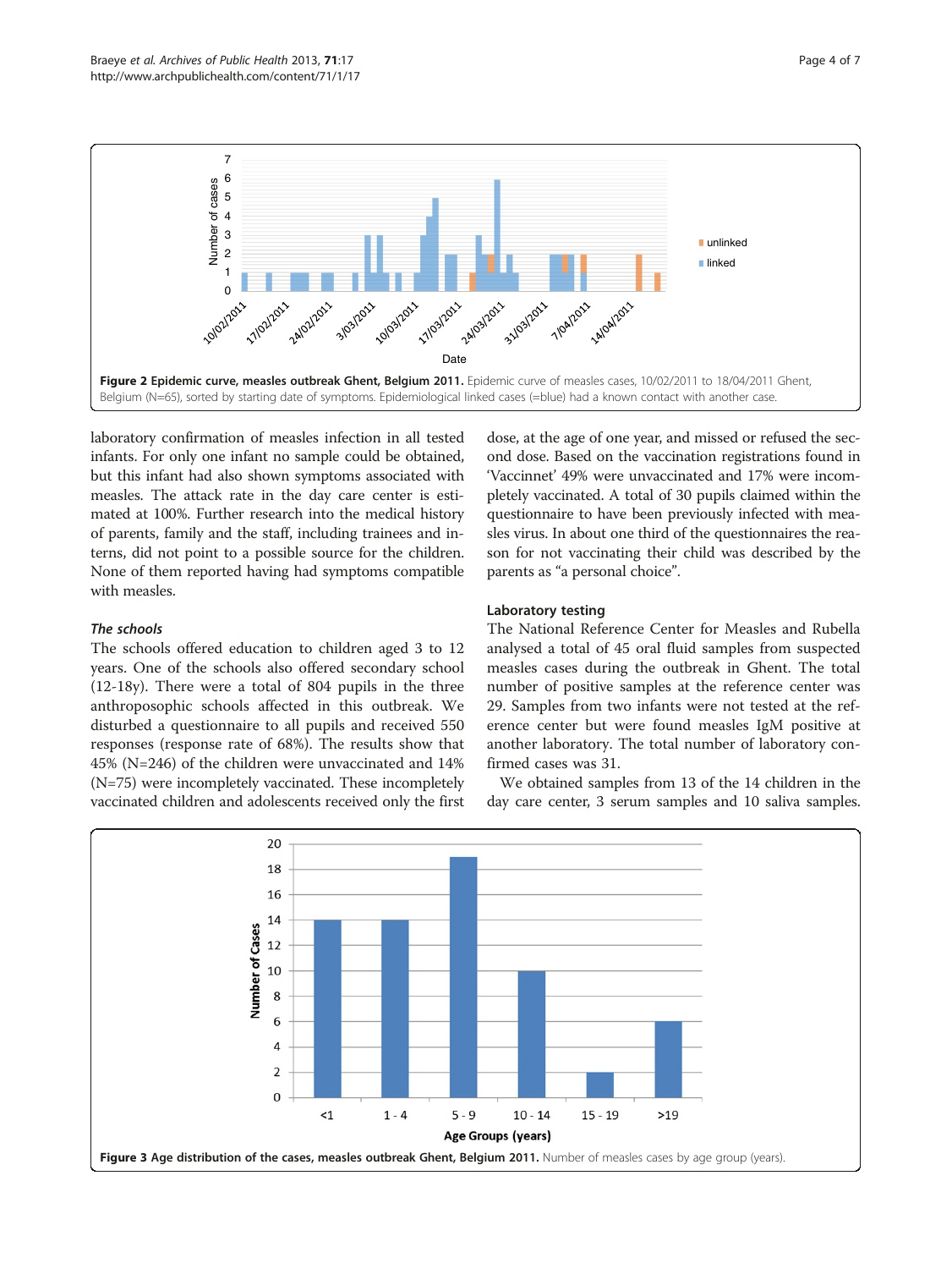**Figure 2 Epidemic curve, measles outbreak Ghent, Belgium 2011.** Epidemic curve of measles cases, 10/02/2011 to 18/04/2011 Ghent, Belgium (N=65), sorted by starting date of symptoms. Epidemiological linked cases (=blue) had a known contact with another case.

laboratory confirmation of measles infection in all tested infants. For only one infant no sample could be obtained, but this infant had also shown symptoms associated with measles. The attack rate in the day care center is estimated at 100%. Further research into the medical history of parents, family and the staff, including trainees and interns, did not point to a possible source for the children. None of them reported having had symptoms compatible with measles.

### *The schools*

The schools offered education to children aged 3 to 12 years. One of the schools also offered secondary school (12-18y). There were a total of 804 pupils in the three anthroposophic schools affected in this outbreak. We disturbed a questionnaire to all pupils and received 550 responses (response rate of 68%). The results show that 45% (N=246) of the children were unvaccinated and 14% (N=75) were incompletely vaccinated. These incompletely vaccinated children and adolescents received only the first dose, at the age of one year, and missed or refused the second dose. Based on the vaccination registrations found in 'Vaccinnet' 49% were unvaccinated and 17% were incompletely vaccinated. A total of 30 pupils claimed within the questionnaire to have been previously infected with measles virus. In about one third of the questionnaires the reason for not vaccinating their child was described by the parents as "a personal choice".

### Laboratory testing

The National Reference Center for Measles and Rubella analysed a total of 45 oral fluid samples from suspected measles cases during the outbreak in Ghent. The total number of positive samples at the reference center was 29. Samples from two infants were not tested at the reference center but were found measles IgM positive at another laboratory. The total number of laboratory confirmed cases was 31.

We obtained samples from 13 of the 14 children in the day care center, 3 serum samples and 10 saliva samples.

**Figure 3 Age distribution of the cases, measles outbreak Ghent, Belgium 2011.** Number of measles cases by age group (years).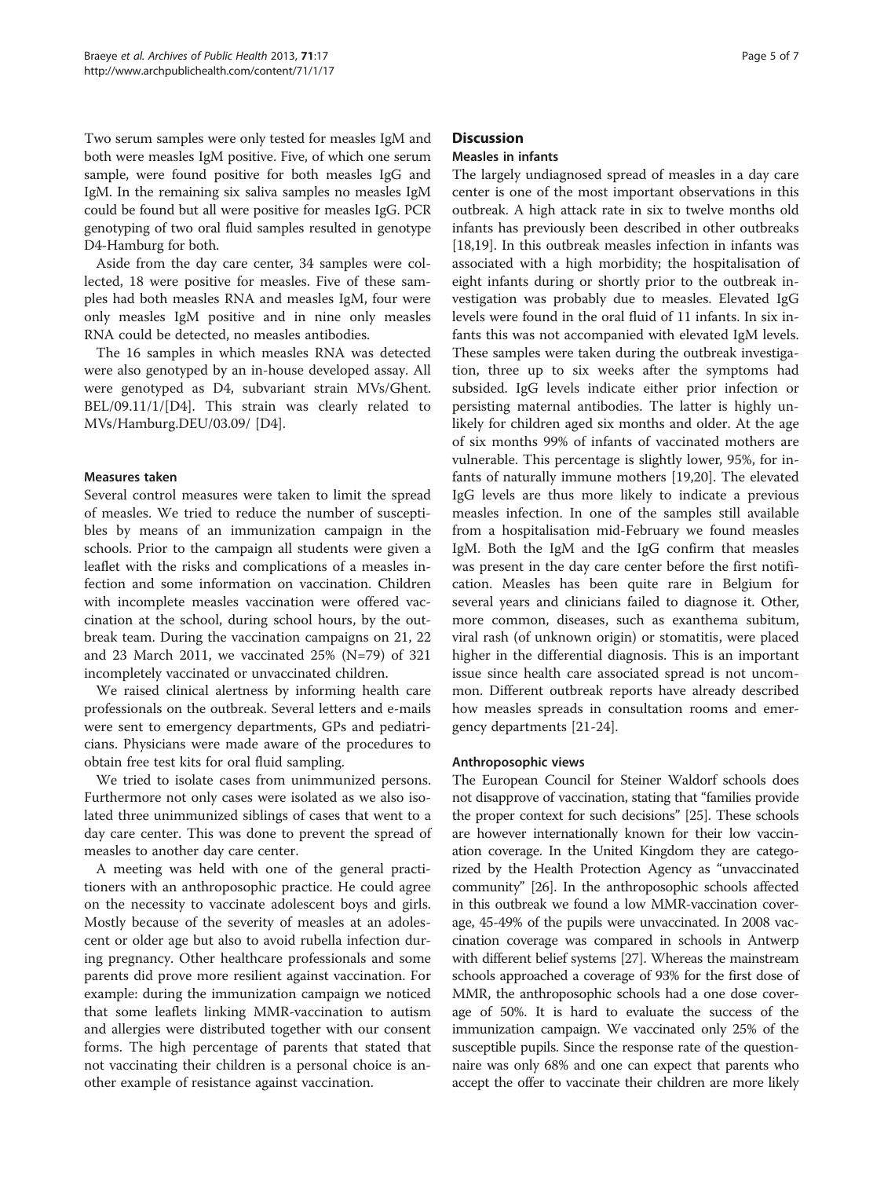Two serum samples were only tested for measles IgM and both were measles IgM positive. Five, of which one serum sample, were found positive for both measles IgG and IgM. In the remaining six saliva samples no measles IgM could be found but all were positive for measles IgG. PCR genotyping of two oral fluid samples resulted in genotype D4-Hamburg for both.

Aside from the day care center, 34 samples were collected, 18 were positive for measles. Five of these samples had both measles RNA and measles IgM, four were only measles IgM positive and in nine only measles RNA could be detected, no measles antibodies.

The 16 samples in which measles RNA was detected were also genotyped by an in-house developed assay. All were genotyped as D4, subvariant strain MVs/Ghent.BEL/09.11/1/[D4]. This strain was clearly related to MVs/Hamburg.DEU/03.09/ [D4].

### Measures taken

Several control measures were taken to limit the spread of measles. We tried to reduce the number of susceptibles by means of an immunization campaign in the schools. Prior to the campaign all students were given a leaflet with the risks and complications of a measles infection and some information on vaccination. Children with incomplete measles vaccination were offered vaccination at the school, during school hours, by the outbreak team. During the vaccination campaigns on 21, 22 and 23 March 2011, we vaccinated 25% (N=79) of 321 incompletely vaccinated or unvaccinated children.

We raised clinical alertness by informing health care professionals on the outbreak. Several letters and e-mails were sent to emergency departments, GPs and pediatricians. Physicians were made aware of the procedures to obtain free test kits for oral fluid sampling.

We tried to isolate cases from unimmunized persons. Furthermore not only cases were isolated as we also isolated three unimmunized siblings of cases that went to a day care center. This was done to prevent the spread of measles to another day care center.

A meeting was held with one of the general practitioners with an anthroposophic practice. He could agree on the necessity to vaccinate adolescent boys and girls. Mostly because of the severity of measles at an adolescent or older age but also to avoid rubella infection during pregnancy. Other healthcare professionals and some parents did prove more resilient against vaccination. For example: during the immunization campaign we noticed that some leaflets linking MMR-vaccination to autism and allergies were distributed together with our consent forms. The high percentage of parents that stated that not vaccinating their children is a personal choice is another example of resistance against vaccination.

## Discussion

### Measles in infants

The largely undiagnosed spread of measles in a day care center is one of the most important observations in this outbreak. A high attack rate in six to twelve months old infants has previously been described in other outbreaks [18,19]. In this outbreak measles infection in infants was associated with a high morbidity; the hospitalisation of eight infants during or shortly prior to the outbreak investigation was probably due to measles. Elevated IgG levels were found in the oral fluid of 11 infants. In six infants this was not accompanied with elevated IgM levels. These samples were taken during the outbreak investigation, three up to six weeks after the symptoms had subsided. IgG levels indicate either prior infection or persisting maternal antibodies. The latter is highly unlikely for children aged six months and older. At the age of six months 99% of infants of vaccinated mothers are vulnerable. This percentage is slightly lower, 95%, for infants of naturally immune mothers [19,20]. The elevated IgG levels are thus more likely to indicate a previous measles infection. In one of the samples still available from a hospitalisation mid-February we found measles IgM. Both the IgM and the IgG confirm that measles was present in the day care center before the first notification. Measles has been quite rare in Belgium for several years and clinicians failed to diagnose it. Other, more common, diseases, such as exanthema subitum, viral rash (of unknown origin) or stomatitis, were placed higher in the differential diagnosis. This is an important issue since health care associated spread is not uncommon. Different outbreak reports have already described how measles spreads in consultation rooms and emergency departments [21-24].

### Anthroposophic views

The European Council for Steiner Waldorf schools does not disapprove of vaccination, stating that "families provide the proper context for such decisions" [25]. These schools are however internationally known for their low vaccination coverage. In the United Kingdom they are categorized by the Health Protection Agency as "unvaccinated community" [26]. In the anthroposophic schools affected in this outbreak we found a low MMR-vaccination coverage, 45-49% of the pupils were unvaccinated. In 2008 vaccination coverage was compared in schools in Antwerp with different belief systems [27]. Whereas the mainstream schools approached a coverage of 93% for the first dose of MMR, the anthroposophic schools had a one dose coverage of 50%. It is hard to evaluate the success of the immunization campaign. We vaccinated only 25% of the susceptible pupils. Since the response rate of the questionnaire was only 68% and one can expect that parents who accept the offer to vaccinate their children are more likely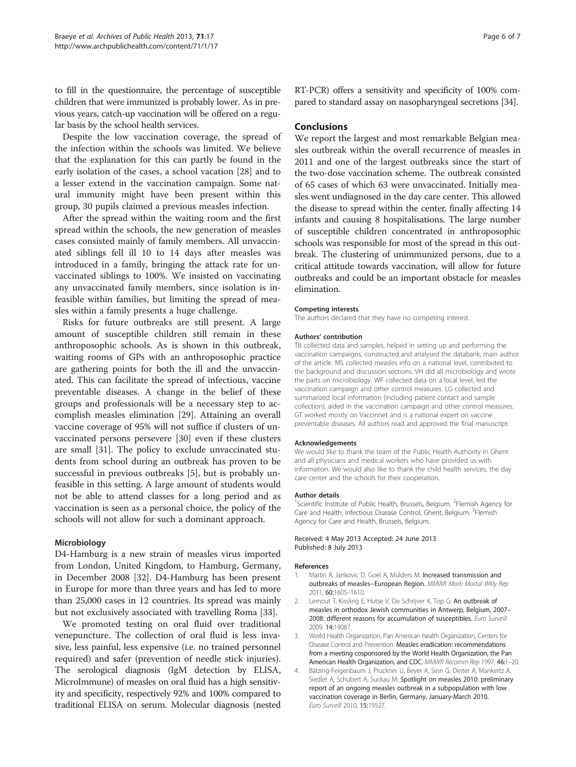to fill in the questionnaire, the percentage of susceptible children that were immunized is probably lower. As in previous years, catch-up vaccination will be offered on a regular basis by the school health services.

Despite the low vaccination coverage, the spread of the infection within the schools was limited. We believe that the explanation for this can partly be found in the early isolation of the cases, a school vacation [28] and to a lesser extend in the vaccination campaign. Some natural immunity might have been present within this group, 30 pupils claimed a previous measles infection.

After the spread within the waiting room and the first spread within the schools, the new generation of measles cases consisted mainly of family members. All unvaccinated siblings fell ill 10 to 14 days after measles was introduced in a family, bringing the attack rate for unvaccinated siblings to 100%. We insisted on vaccinating any unvaccinated family members, since isolation is infeasible within families, but limiting the spread of measles within a family presents a huge challenge.

Risks for future outbreaks are still present. A large amount of susceptible children still remain in these anthroposophic schools. As is shown in this outbreak, waiting rooms of GPs with an anthroposophic practice are gathering points for both the ill and the unvaccinated. This can facilitate the spread of infectious, vaccine preventable diseases. A change in the belief of these groups and professionals will be a necessary step to accomplish measles elimination [29]. Attaining an overall vaccine coverage of 95% will not suffice if clusters of unvaccinated persons persevere [30] even if these clusters are small [31]. The policy to exclude unvaccinated students from school during an outbreak has proven to be successful in previous outbreaks [5], but is probably unfeasible in this setting. A large amount of students would not be able to attend classes for a long period and as vaccination is seen as a personal choice, the policy of the schools will not allow for such a dominant approach.

### Microbiology

D4-Hamburg is a new strain of measles virus imported from London, United Kingdom, to Hamburg, Germany, in December 2008 [32]. D4-Hamburg has been present in Europe for more than three years and has led to more than 25,000 cases in 12 countries. Its spread was mainly but not exclusively associated with travelling Roma [33].

We promoted testing on oral fluid over traditional venepuncture. The collection of oral fluid is less invasive, less painful, less expensive (i.e. no trained personnel required) and safer (prevention of needle stick injuries). The serological diagnosis (IgM detection by ELISA, MicroImmune) of measles on oral fluid has a high sensitivity and specificity, respectively 92% and 100% compared to traditional ELISA on serum. Molecular diagnosis (nested RT-PCR) offers a sensitivity and specificity of 100% compared to standard assay on nasopharyngeal secretions [34].

## Conclusions

We report the largest and most remarkable Belgian measles outbreak within the overall recurrence of measles in 2011 and one of the largest outbreaks since the start of the two-dose vaccination scheme. The outbreak consisted of 65 cases of which 63 were unvaccinated. Initially measles went undiagnosed in the day care center. This allowed the disease to spread within the center, finally affecting 14 infants and causing 8 hospitalisations. The large number of susceptible children concentrated in anthroposophic schools was responsible for most of the spread in this outbreak. The clustering of unimmunized persons, due to a critical attitude towards vaccination, will allow for future outbreaks and could be an important obstacle for measles elimination.

#### Competing interests

The authors declared that they have no competing interest.

#### Authors' contribution

TB collected data and samples, helped in setting up and performing the vaccination campaigns, constructed and analysed the databank, main author of the article. MS collected measles info on a national level, contributed to the background and discussion sections. VH did all microbiology and wrote the parts on microbiology. WF collected data on a local level, led the vaccination campaign and other control measures. LG collected and summarized local information (including patient contact and sample collection), aided in the vaccination campaign and other control measures. GT worked mostly on Vaccinnet and is a national expert on vaccine preventable diseases. All authors read and approved the final manuscript.

#### Acknowledgements

We would like to thank the team of the Public Health Authority in Ghent and all physicians and medical workers who have provided us with information. We would also like to thank the child health services, the day care center and the schools for their cooperation.

#### Author details

[1]Scientific Institute of Public Health, Brussels, Belgium. [2]Flemish Agency for Care and Health, Infectious Disease Control, Ghent, Belgium. [3]Flemish Agency for Care and Health, Brussels, Belgium.

Received: 4 May 2013 Accepted: 24 June 2013
Published: 8 July 2013

#### References

1. Martin R, Jankovic D, Goel A, Mulders M: **Increased transmission and outbreaks of measles--European Region.** *MMWR Morb Mortal Wkly Rep* 2011, **60:**1605–1610.
2. Lernout T, Kissling E, Hutse V, De Schrijver K, Top G: **An outbreak of measles in orthodox Jewish communities in Antwerp, Belgium, 2007–2008: different reasons for accumulation of susceptibles.** *Euro Surveill* 2009, **14:**19087.
3. World Health Organization, Pan American health Organization, Centers for Disease Control and Prevention: **Measles eradication: recommendations from a meeting cosponsored by the World Health Organization, the Pan American Health Organization, and CDC.** *MMWR Recomm Rep* 1997, **46:**1–20.
4. Bätzing-Feigenbaum J, Pruckner U, Beyer A, Sinn G, Dinter A, Mankertz A, Siedler A, Schubert A, Suckau M: **Spotlight on measles 2010: preliminary report of an ongoing measles outbreak in a subpopulation with low vaccination coverage in Berlin, Germany, January-March 2010.** *Euro Surveill* 2010, **15:**19527.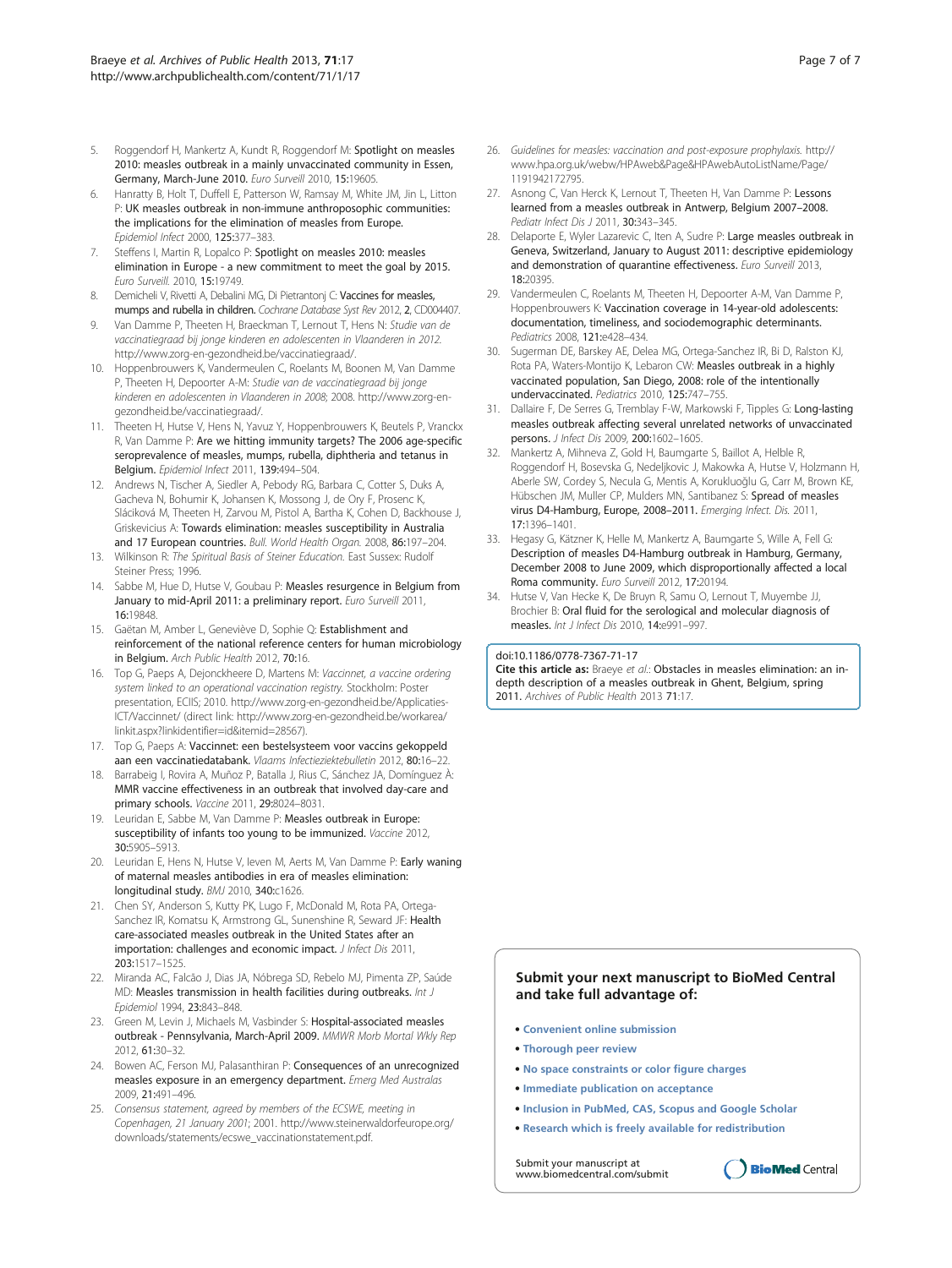5. Roggendorf H, Mankertz A, Kundt R, Roggendorf M: **Spotlight on measles 2010: measles outbreak in a mainly unvaccinated community in Essen, Germany, March-June 2010.** *Euro Surveill* 2010, **15:**19605.
6. Hanratty B, Holt T, Duffell E, Patterson W, Ramsay M, White JM, Jin L, Litton P: **UK measles outbreak in non-immune anthroposophic communities: the implications for the elimination of measles from Europe.** *Epidemiol Infect* 2000, **125:**377–383.
7. Steffens I, Martin R, Lopalco P: **Spotlight on measles 2010: measles elimination in Europe - a new commitment to meet the goal by 2015.** *Euro Surveill.* 2010, **15:**19749.
8. Demicheli V, Rivetti A, Debalini MG, Di Pietrantonj C: **Vaccines for measles, mumps and rubella in children.** *Cochrane Database Syst Rev* 2012, **2**, CD004407.
9. Van Damme P, Theeten H, Braeckman T, Lernout T, Hens N: *Studie van de vaccinatiegraad bij jonge kinderen en adolescenten in Vlaanderen in 2012.* http://www.zorg-en-gezondheid.be/vaccinatiegraad/.
10. Hoppenbrouwers K, Vandermeulen C, Roelants M, Boonen M, Van Damme P, Theeten H, Depoorter A-M: *Studie van de vaccinatiegraad bij jonge kinderen en adolescenten in Vlaanderen in 2008;* 2008. http://www.zorg-en-gezondheid.be/vaccinatiegraad/.
11. Theeten H, Hutse V, Hens N, Yavuz Y, Hoppenbrouwers K, Beutels P, Vranckx R, Van Damme P: **Are we hitting immunity targets? The 2006 age-specific seroprevalence of measles, mumps, rubella, diphtheria and tetanus in Belgium.** *Epidemiol Infect* 2011, **139:**494–504.
12. Andrews N, Tischer A, Siedler A, Pebody RG, Barbara C, Cotter S, Duks A, Gacheva N, Bohumir K, Johansen K, Mossong J, de Ory F, Prosenc K, Sláciková M, Theeten H, Zarvou M, Pistol A, Bartha K, Cohen D, Backhouse J, Griskevicius A: **Towards elimination: measles susceptibility in Australia and 17 European countries.** *Bull. World Health Organ.* 2008, **86:**197–204.
13. Wilkinson R: *The Spiritual Basis of Steiner Education.* East Sussex: Rudolf Steiner Press; 1996.
14. Sabbe M, Hue D, Hutse V, Goubau P: **Measles resurgence in Belgium from January to mid-April 2011: a preliminary report.** *Euro Surveill* 2011, **16:**19848.
15. Gaëtan M, Amber L, Geneviève D, Sophie Q: **Establishment and reinforcement of the national reference centers for human microbiology in Belgium.** *Arch Public Health* 2012, **70:**16.
16. Top G, Paeps A, Dejonckheere D, Martens M: *Vaccinnet, a vaccine ordering system linked to an operational vaccination registry.* Stockholm: Poster presentation, ECIIS; 2010. http://www.zorg-en-gezondheid.be/Applicaties-ICT/Vaccinnet/ (direct link: http://www.zorg-en-gezondheid.be/workarea/linkit.aspx?linkidentifier=id&itemid=28567).
17. Top G, Paeps A: **Vaccinnet: een bestelsysteem voor vaccins gekoppeld aan een vaccinatiedatabank.** *Vlaams Infectieziektebulletin* 2012, **80:**16–22.
18. Barrabeig I, Rovira A, Muñoz P, Batalla J, Rius C, Sánchez JA, Domínguez À: **MMR vaccine effectiveness in an outbreak that involved day-care and primary schools.** *Vaccine* 2011, **29:**8024–8031.
19. Leuridan E, Sabbe M, Van Damme P: **Measles outbreak in Europe: susceptibility of infants too young to be immunized.** *Vaccine* 2012, **30:**5905–5913.
20. Leuridan E, Hens N, Hutse V, Ieven M, Aerts M, Van Damme P: **Early waning of maternal measles antibodies in era of measles elimination: longitudinal study.** *BMJ* 2010, **340:**c1626.
21. Chen SY, Anderson S, Kutty PK, Lugo F, McDonald M, Rota PA, Ortega-Sanchez IR, Komatsu K, Armstrong GL, Sunenshine R, Seward JF: **Health care-associated measles outbreak in the United States after an importation: challenges and economic impact.** *J Infect Dis* 2011, **203:**1517–1525.
22. Miranda AC, Falcão J, Dias JA, Nóbrega SD, Rebelo MJ, Pimenta ZP, Saúde MD: **Measles transmission in health facilities during outbreaks.** *Int J Epidemiol* 1994, **23:**843–848.
23. Green M, Levin J, Michaels M, Vasbinder S: **Hospital-associated measles outbreak - Pennsylvania, March-April 2009.** *MMWR Morb Mortal Wkly Rep* 2012, **61:**30–32.
24. Bowen AC, Ferson MJ, Palasanthiran P: **Consequences of an unrecognized measles exposure in an emergency department.** *Emerg Med Australas* 2009, **21:**491–496.
25. *Consensus statement, agreed by members of the ECSWE, meeting in Copenhagen, 21 January 2001*; 2001. http://www.steinerwaldorfeurope.org/downloads/statements/ecswe_vaccinationstatement.pdf.
26. *Guidelines for measles: vaccination and post-exposure prophylaxis.* http://www.hpa.org.uk/webw/HPAweb&Page&HPAwebAutoListName/Page/1191942172795.
27. Asnong C, Van Herck K, Lernout T, Theeten H, Van Damme P: **Lessons learned from a measles outbreak in Antwerp, Belgium 2007–2008.** *Pediatr Infect Dis J* 2011, **30:**343–345.
28. Delaporte E, Wyler Lazarevic C, Iten A, Sudre P: **Large measles outbreak in Geneva, Switzerland, January to August 2011: descriptive epidemiology and demonstration of quarantine effectiveness.** *Euro Surveill* 2013, **18:**20395.
29. Vandermeulen C, Roelants M, Theeten H, Depoorter A-M, Van Damme P, Hoppenbrouwers K: **Vaccination coverage in 14-year-old adolescents: documentation, timeliness, and sociodemographic determinants.** *Pediatrics* 2008, **121:**e428–434.
30. Sugerman DE, Barskey AE, Delea MG, Ortega-Sanchez IR, Bi D, Ralston KJ, Rota PA, Waters-Montijo K, Lebaron CW: **Measles outbreak in a highly vaccinated population, San Diego, 2008: role of the intentionally undervaccinated.** *Pediatrics* 2010, **125:**747–755.
31. Dallaire F, De Serres G, Tremblay F-W, Markowski F, Tipples G: **Long-lasting measles outbreak affecting several unrelated networks of unvaccinated persons.** *J Infect Dis* 2009, **200:**1602–1605.
32. Mankertz A, Mihneva Z, Gold H, Baumgarte S, Baillot A, Helble R, Roggendorf H, Bosevska G, Nedeljkovic J, Makowka A, Hutse V, Holzmann H, Aberle SW, Cordey S, Necula G, Mentis A, Korukluoğlu G, Carr M, Brown KE, Hübschen JM, Muller CP, Mulders MN, Santibanez S: **Spread of measles virus D4-Hamburg, Europe, 2008–2011.** *Emerging Infect. Dis.* 2011, **17:**1396–1401.
33. Hegasy G, Kätzner K, Helle M, Mankertz A, Baumgarte S, Wille A, Fell G: **Description of measles D4-Hamburg outbreak in Hamburg, Germany, December 2008 to June 2009, which disproportionally affected a local Roma community.** *Euro Surveill* 2012, **17:**20194.
34. Hutse V, Van Hecke K, De Bruyn R, Samu O, Lernout T, Muyembe JJ, Brochier B: **Oral fluid for the serological and molecular diagnosis of measles.** *Int J Infect Dis* 2010, **14:**e991–997.

doi:10.1186/0778-7367-71-17

**Cite this article as:** Braeye *et al.*: Obstacles in measles elimination: an in-depth description of a measles outbreak in Ghent, Belgium, spring 2011. *Archives of Public Health* 2013 **71**:17.

**Submit your next manuscript to BioMed Central and take full advantage of:**

- Convenient online submission
- Thorough peer review
- No space constraints or color figure charges
- Immediate publication on acceptance
- Inclusion in PubMed, CAS, Scopus and Google Scholar
- Research which is freely available for redistribution

Submit your manuscript at www.biomedcentral.com/submit